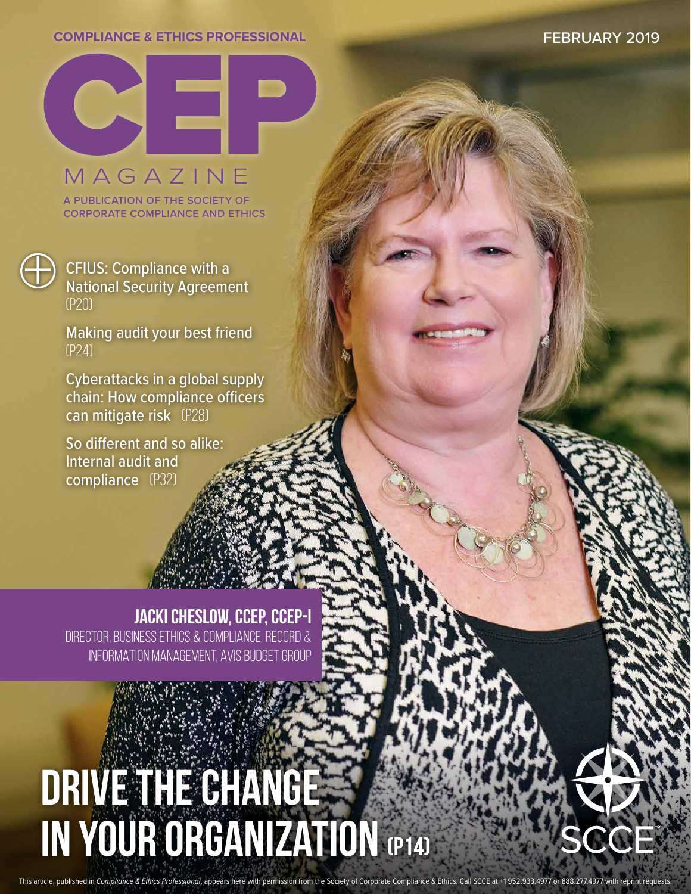COMPLIANCE & ETHICS PROFESSIONAL

FEBRUARY 2019

# CEP MAGAZINE

A PUBLICATION OF THE SOCIETY OF CORPORATE COMPLIANCE AND ETHICS

- CFIUS: Compliance with a National Security Agreement (P20)
- Making audit your best friend (P24)
- Cyberattacks in a global supply chain: How compliance officers can mitigate risk (P28)
- So different and so alike: Internal audit and compliance (P32)

**JACKI CHESLOW, CCEP, CCEP-I**

DIRECTOR, BUSINESS ETHICS & COMPLIANCE, RECORD & INFORMATION MANAGEMENT, AVIS BUDGET GROUP

## DRIVE THE CHANGE IN YOUR ORGANIZATION (P14)

SCCE

This article, published in *Compliance & Ethics Professional*, appears here with permission from the Society of Corporate Compliance & Ethics. Call SCCE at +1 952.933.4977 or 888.277.4977 with reprint requests.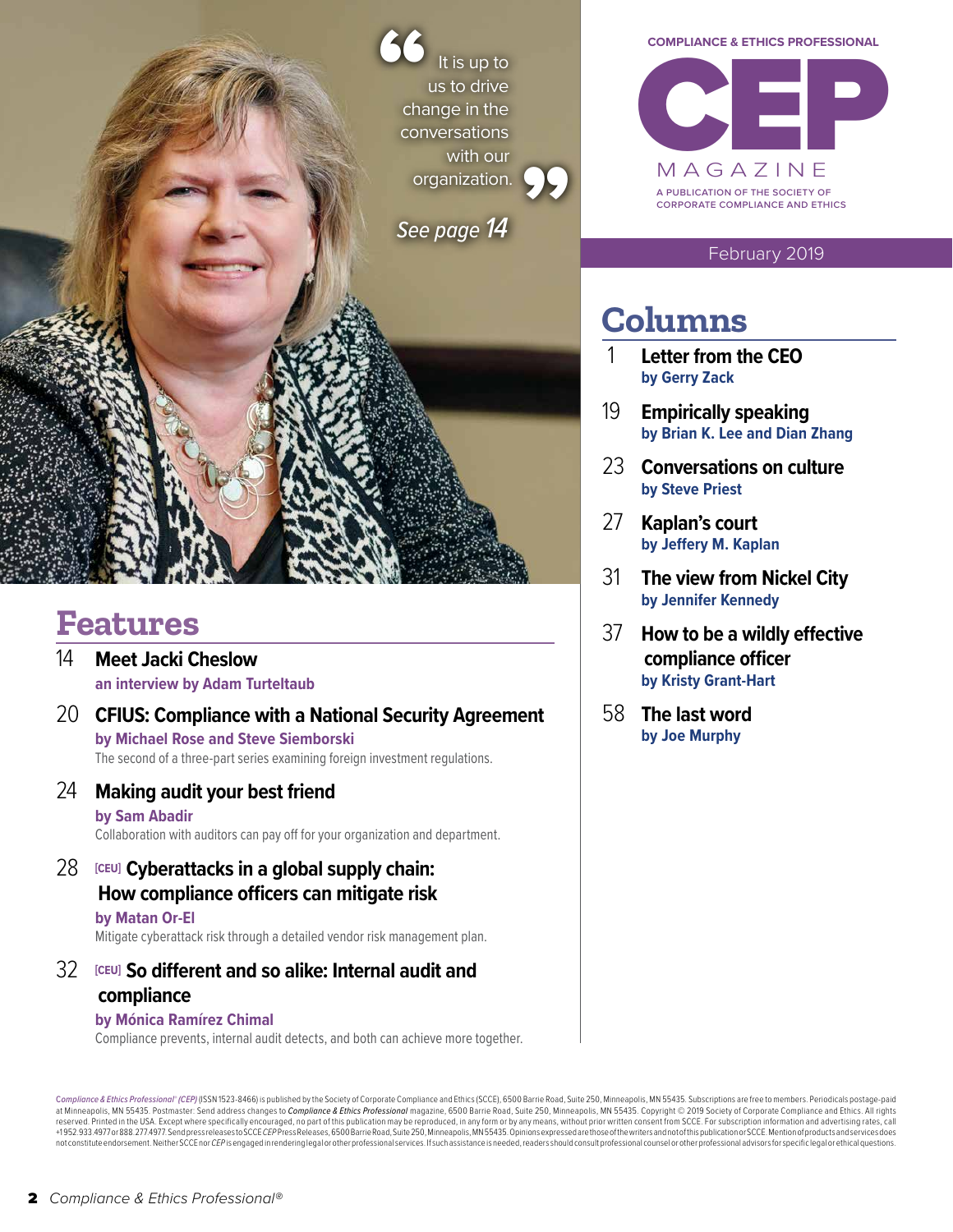COMPLIANCE & ETHICS PROFESSIONAL

# CEP MAGAZINE

A PUBLICATION OF THE SOCIETY OF CORPORATE COMPLIANCE AND ETHICS

February 2019

> "It is up to us to drive change in the conversations with our organization."
>
> *See page 14*

## Features

**14 Meet Jacki Cheslow**
an interview by Adam Turteltaub

**20 CFIUS: Compliance with a National Security Agreement**
by Michael Rose and Steve Siemborski
The second of a three-part series examining foreign investment regulations.

**24 Making audit your best friend**
by Sam Abadir
Collaboration with auditors can pay off for your organization and department.

**28 [CEU] Cyberattacks in a global supply chain: How compliance officers can mitigate risk**
by Matan Or-El
Mitigate cyberattack risk through a detailed vendor risk management plan.

**32 [CEU] So different and so alike: Internal audit and compliance**
by Mónica Ramírez Chimal
Compliance prevents, internal audit detects, and both can achieve more together.

## Columns

**1 Letter from the CEO**
by Gerry Zack

**19 Empirically speaking**
by Brian K. Lee and Dian Zhang

**23 Conversations on culture**
by Steve Priest

**27 Kaplan's court**
by Jeffery M. Kaplan

**31 The view from Nickel City**
by Jennifer Kennedy

**37 How to be a wildly effective compliance officer**
by Kristy Grant-Hart

**58 The last word**
by Joe Murphy

*Compliance & Ethics Professional® (CEP)* (ISSN 1523-8466) is published by the Society of Corporate Compliance and Ethics (SCCE), 6500 Barrie Road, Suite 250, Minneapolis, MN 55435. Subscriptions are free to members. Periodicals postage-paid at Minneapolis, MN 55435. Postmaster: Send address changes to *Compliance & Ethics Professional* magazine, 6500 Barrie Road, Suite 250, Minneapolis, MN 55435. Copyright © 2019 Society of Corporate Compliance and Ethics. All rights reserved. Printed in the USA. Except where specifically encouraged, no part of this publication may be reproduced, in any form or by any means, without prior written consent from SCCE. For subscription information and advertising rates, call +1 952.933.4977 or 888.277.4977. Send press releases to SCCE *CEP* Press Releases, 6500 Barrie Road, Suite 250, Minneapolis, MN 55435. Opinions expressed are those of the writers and not of this publication or SCCE. Mention of products and services does not constitute endorsement. Neither SCCE nor *CEP* is engaged in rendering legal or other professional services. If such assistance is needed, readers should consult professional counsel or other professional advisors for specific legal or ethical questions.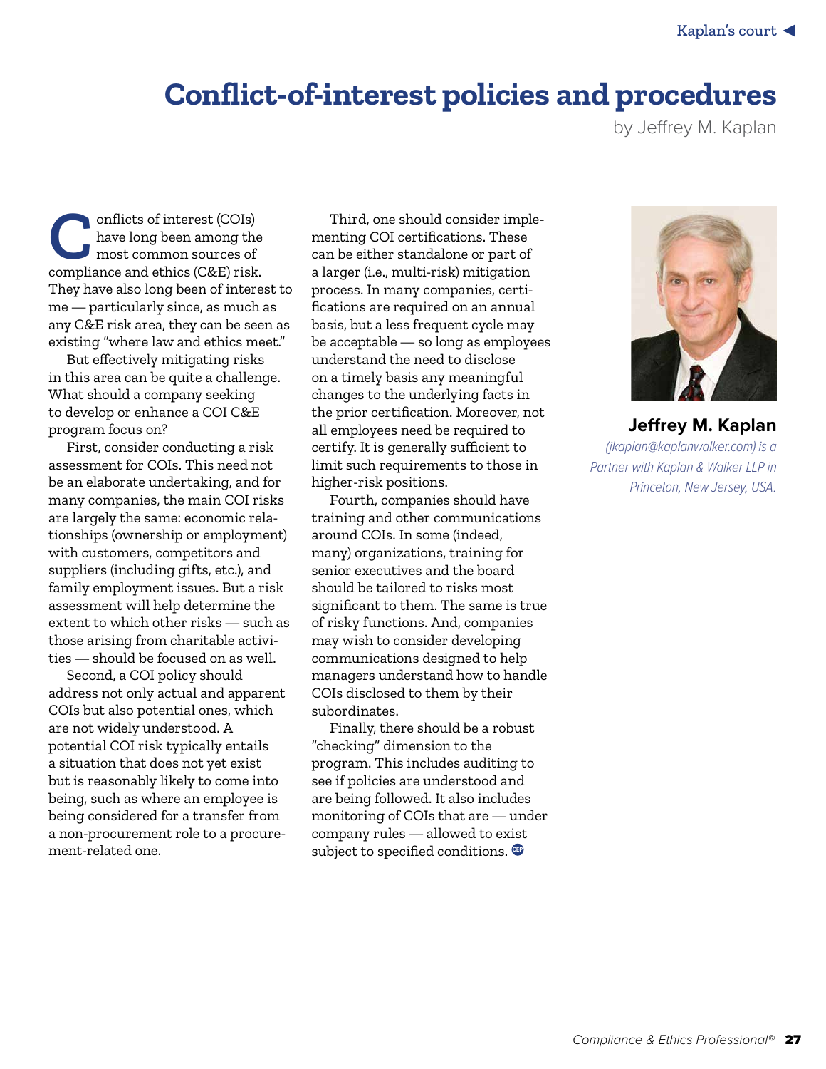# Conflict-of-interest policies and procedures

by Jeffrey M. Kaplan

**Jeffrey M. Kaplan**

*(jkaplan@kaplanwalker.com) is a Partner with Kaplan & Walker LLP in Princeton, New Jersey, USA.*

Conflicts of interest (COIs) have long been among the most common sources of compliance and ethics (C&E) risk. They have also long been of interest to me — particularly since, as much as any C&E risk area, they can be seen as existing "where law and ethics meet."

But effectively mitigating risks in this area can be quite a challenge. What should a company seeking to develop or enhance a COI C&E program focus on?

First, consider conducting a risk assessment for COIs. This need not be an elaborate undertaking, and for many companies, the main COI risks are largely the same: economic relationships (ownership or employment) with customers, competitors and suppliers (including gifts, etc.), and family employment issues. But a risk assessment will help determine the extent to which other risks — such as those arising from charitable activities — should be focused on as well.

Second, a COI policy should address not only actual and apparent COIs but also potential ones, which are not widely understood. A potential COI risk typically entails a situation that does not yet exist but is reasonably likely to come into being, such as where an employee is being considered for a transfer from a non-procurement role to a procurement-related one.

Third, one should consider implementing COI certifications. These can be either standalone or part of a larger (i.e., multi-risk) mitigation process. In many companies, certifications are required on an annual basis, but a less frequent cycle may be acceptable — so long as employees understand the need to disclose on a timely basis any meaningful changes to the underlying facts in the prior certification. Moreover, not all employees need be required to certify. It is generally sufficient to limit such requirements to those in higher-risk positions.

Fourth, companies should have training and other communications around COIs. In some (indeed, many) organizations, training for senior executives and the board should be tailored to risks most significant to them. The same is true of risky functions. And, companies may wish to consider developing communications designed to help managers understand how to handle COIs disclosed to them by their subordinates.

Finally, there should be a robust "checking" dimension to the program. This includes auditing to see if policies are understood and are being followed. It also includes monitoring of COIs that are — under company rules — allowed to exist subject to specified conditions.